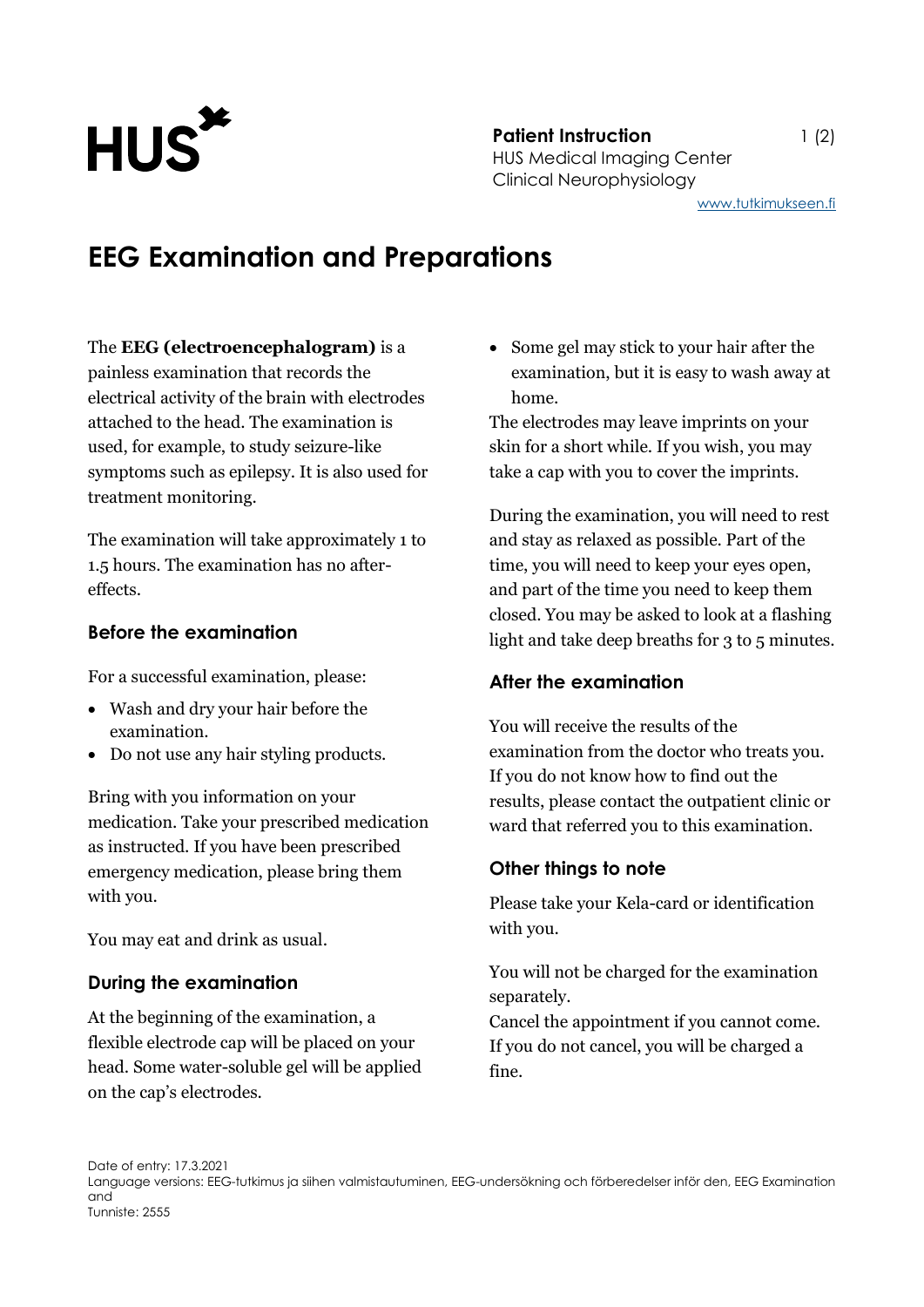**Patient Instruction**
HUS Medical Imaging Center
Clinical Neurophysiology

www.tutkimukseen.fi

# EEG Examination and Preparations

The **EEG (electroencephalogram)** is a painless examination that records the electrical activity of the brain with electrodes attached to the head. The examination is used, for example, to study seizure-like symptoms such as epilepsy. It is also used for treatment monitoring.

The examination will take approximately 1 to 1.5 hours. The examination has no after-effects.

## Before the examination

For a successful examination, please:

- Wash and dry your hair before the examination.
- Do not use any hair styling products.

Bring with you information on your medication. Take your prescribed medication as instructed. If you have been prescribed emergency medication, please bring them with you.

You may eat and drink as usual.

## During the examination

At the beginning of the examination, a flexible electrode cap will be placed on your head. Some water-soluble gel will be applied on the cap's electrodes.

- Some gel may stick to your hair after the examination, but it is easy to wash away at home.

The electrodes may leave imprints on your skin for a short while. If you wish, you may take a cap with you to cover the imprints.

During the examination, you will need to rest and stay as relaxed as possible. Part of the time, you will need to keep your eyes open, and part of the time you need to keep them closed. You may be asked to look at a flashing light and take deep breaths for 3 to 5 minutes.

## After the examination

You will receive the results of the examination from the doctor who treats you. If you do not know how to find out the results, please contact the outpatient clinic or ward that referred you to this examination.

## Other things to note

Please take your Kela-card or identification with you.

You will not be charged for the examination separately.
Cancel the appointment if you cannot come. If you do not cancel, you will be charged a fine.

Date of entry: 17.3.2021
Language versions: EEG-tutkimus ja siihen valmistautuminen, EEG-undersökning och förberedelser inför den, EEG Examination and
Tunniste: 2555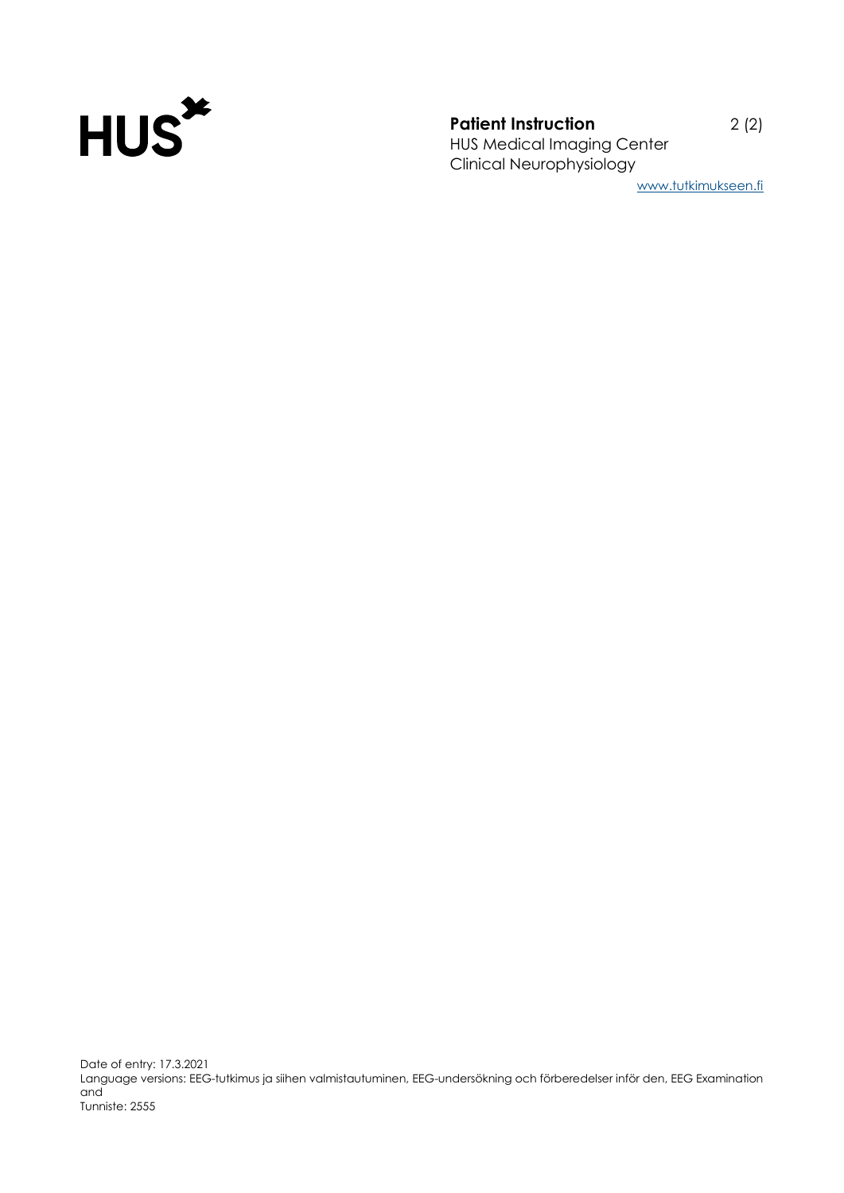Date of entry: 17.3.2021

Language versions: EEG-tutkimus ja siihen valmistautuminen, EEG-undersökning och förberedelser inför den, EEG Examination and

Tunniste: 2555